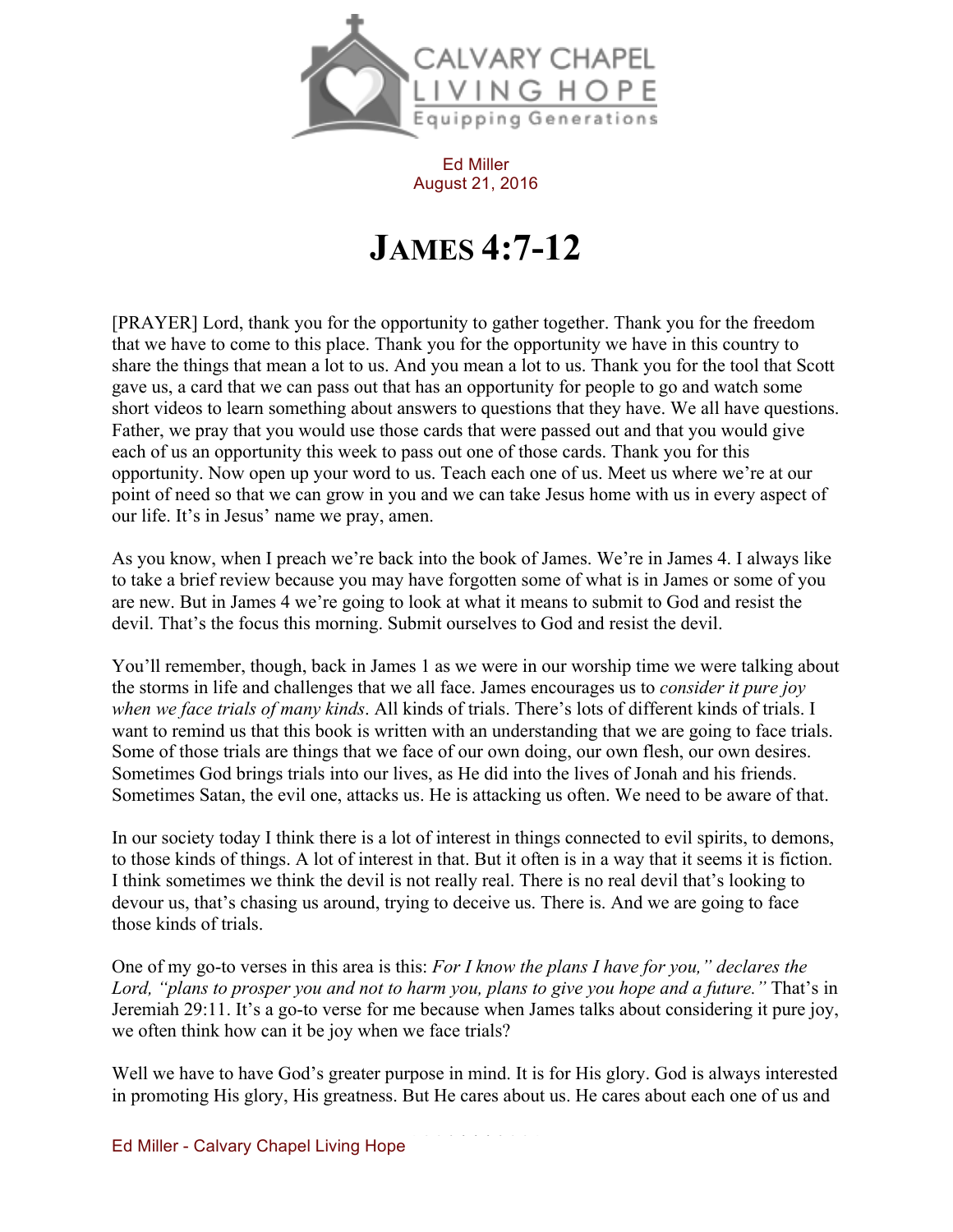Ed Miller
August 21, 2016

# JAMES 4:7-12

[PRAYER] Lord, thank you for the opportunity to gather together. Thank you for the freedom that we have to come to this place. Thank you for the opportunity we have in this country to share the things that mean a lot to us. And you mean a lot to us. Thank you for the tool that Scott gave us, a card that we can pass out that has an opportunity for people to go and watch some short videos to learn something about answers to questions that they have. We all have questions. Father, we pray that you would use those cards that were passed out and that you would give each of us an opportunity this week to pass out one of those cards. Thank you for this opportunity. Now open up your word to us. Teach each one of us. Meet us where we're at our point of need so that we can grow in you and we can take Jesus home with us in every aspect of our life. It's in Jesus' name we pray, amen.

As you know, when I preach we're back into the book of James. We're in James 4. I always like to take a brief review because you may have forgotten some of what is in James or some of you are new. But in James 4 we're going to look at what it means to submit to God and resist the devil. That's the focus this morning. Submit ourselves to God and resist the devil.

You'll remember, though, back in James 1 as we were in our worship time we were talking about the storms in life and challenges that we all face. James encourages us to *consider it pure joy when we face trials of many kinds*. All kinds of trials. There's lots of different kinds of trials. I want to remind us that this book is written with an understanding that we are going to face trials. Some of those trials are things that we face of our own doing, our own flesh, our own desires. Sometimes God brings trials into our lives, as He did into the lives of Jonah and his friends. Sometimes Satan, the evil one, attacks us. He is attacking us often. We need to be aware of that.

In our society today I think there is a lot of interest in things connected to evil spirits, to demons, to those kinds of things. A lot of interest in that. But it often is in a way that it seems it is fiction. I think sometimes we think the devil is not really real. There is no real devil that's looking to devour us, that's chasing us around, trying to deceive us. There is. And we are going to face those kinds of trials.

One of my go-to verses in this area is this: *For I know the plans I have for you," declares the Lord, "plans to prosper you and not to harm you, plans to give you hope and a future."* That's in Jeremiah 29:11. It's a go-to verse for me because when James talks about considering it pure joy, we often think how can it be joy when we face trials?

Well we have to have God's greater purpose in mind. It is for His glory. God is always interested in promoting His glory, His greatness. But He cares about us. He cares about each one of us and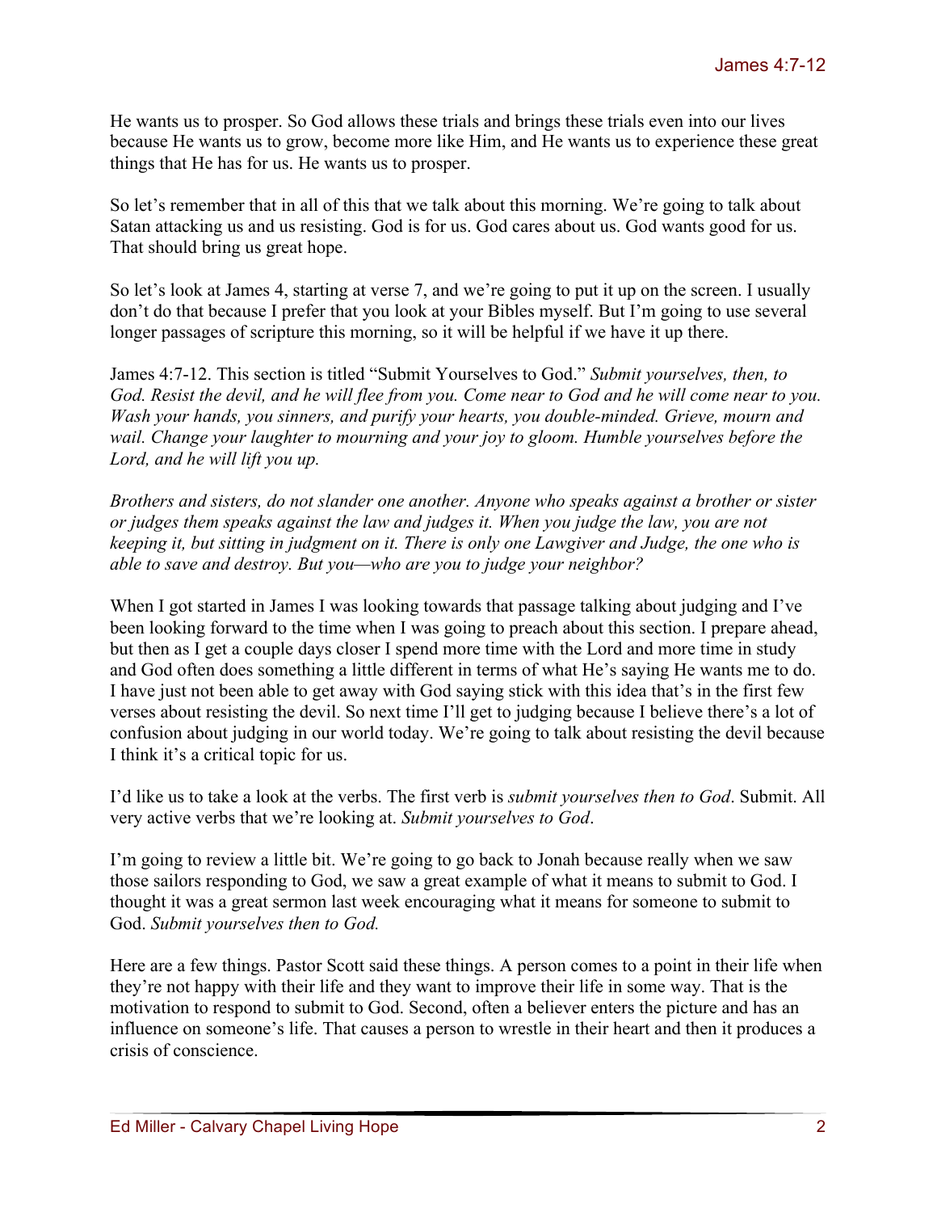He wants us to prosper. So God allows these trials and brings these trials even into our lives because He wants us to grow, become more like Him, and He wants us to experience these great things that He has for us. He wants us to prosper.

So let's remember that in all of this that we talk about this morning. We're going to talk about Satan attacking us and us resisting. God is for us. God cares about us. God wants good for us. That should bring us great hope.

So let's look at James 4, starting at verse 7, and we're going to put it up on the screen. I usually don't do that because I prefer that you look at your Bibles myself. But I'm going to use several longer passages of scripture this morning, so it will be helpful if we have it up there.

James 4:7-12. This section is titled "Submit Yourselves to God." *Submit yourselves, then, to God. Resist the devil, and he will flee from you. Come near to God and he will come near to you. Wash your hands, you sinners, and purify your hearts, you double-minded. Grieve, mourn and wail. Change your laughter to mourning and your joy to gloom. Humble yourselves before the Lord, and he will lift you up.*

*Brothers and sisters, do not slander one another. Anyone who speaks against a brother or sister or judges them speaks against the law and judges it. When you judge the law, you are not keeping it, but sitting in judgment on it. There is only one Lawgiver and Judge, the one who is able to save and destroy. But you—who are you to judge your neighbor?*

When I got started in James I was looking towards that passage talking about judging and I've been looking forward to the time when I was going to preach about this section. I prepare ahead, but then as I get a couple days closer I spend more time with the Lord and more time in study and God often does something a little different in terms of what He's saying He wants me to do. I have just not been able to get away with God saying stick with this idea that's in the first few verses about resisting the devil. So next time I'll get to judging because I believe there's a lot of confusion about judging in our world today. We're going to talk about resisting the devil because I think it's a critical topic for us.

I'd like us to take a look at the verbs. The first verb is *submit yourselves then to God*. Submit. All very active verbs that we're looking at. *Submit yourselves to God*.

I'm going to review a little bit. We're going to go back to Jonah because really when we saw those sailors responding to God, we saw a great example of what it means to submit to God. I thought it was a great sermon last week encouraging what it means for someone to submit to God. *Submit yourselves then to God.*

Here are a few things. Pastor Scott said these things. A person comes to a point in their life when they're not happy with their life and they want to improve their life in some way. That is the motivation to respond to submit to God. Second, often a believer enters the picture and has an influence on someone's life. That causes a person to wrestle in their heart and then it produces a crisis of conscience.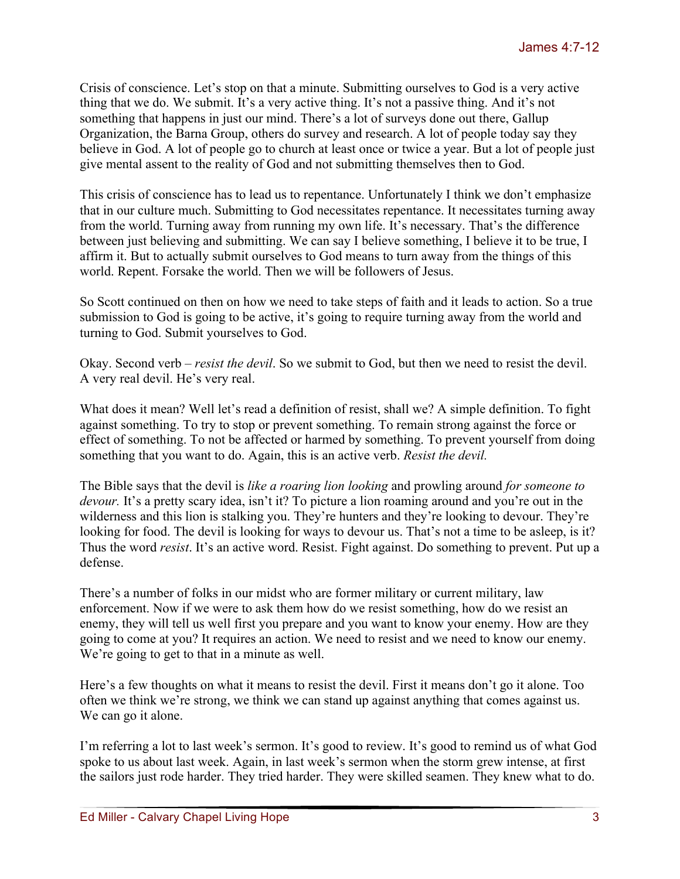Crisis of conscience. Let's stop on that a minute. Submitting ourselves to God is a very active thing that we do. We submit. It's a very active thing. It's not a passive thing. And it's not something that happens in just our mind. There's a lot of surveys done out there, Gallup Organization, the Barna Group, others do survey and research. A lot of people today say they believe in God. A lot of people go to church at least once or twice a year. But a lot of people just give mental assent to the reality of God and not submitting themselves then to God.

This crisis of conscience has to lead us to repentance. Unfortunately I think we don't emphasize that in our culture much. Submitting to God necessitates repentance. It necessitates turning away from the world. Turning away from running my own life. It's necessary. That's the difference between just believing and submitting. We can say I believe something, I believe it to be true, I affirm it. But to actually submit ourselves to God means to turn away from the things of this world. Repent. Forsake the world. Then we will be followers of Jesus.

So Scott continued on then on how we need to take steps of faith and it leads to action. So a true submission to God is going to be active, it's going to require turning away from the world and turning to God. Submit yourselves to God.

Okay. Second verb – *resist the devil*. So we submit to God, but then we need to resist the devil. A very real devil. He's very real.

What does it mean? Well let's read a definition of resist, shall we? A simple definition. To fight against something. To try to stop or prevent something. To remain strong against the force or effect of something. To not be affected or harmed by something. To prevent yourself from doing something that you want to do. Again, this is an active verb. *Resist the devil.*

The Bible says that the devil is *like a roaring lion looking* and prowling around *for someone to devour.* It's a pretty scary idea, isn't it? To picture a lion roaming around and you're out in the wilderness and this lion is stalking you. They're hunters and they're looking to devour. They're looking for food. The devil is looking for ways to devour us. That's not a time to be asleep, is it? Thus the word *resist*. It's an active word. Resist. Fight against. Do something to prevent. Put up a defense.

There's a number of folks in our midst who are former military or current military, law enforcement. Now if we were to ask them how do we resist something, how do we resist an enemy, they will tell us well first you prepare and you want to know your enemy. How are they going to come at you? It requires an action. We need to resist and we need to know our enemy. We're going to get to that in a minute as well.

Here's a few thoughts on what it means to resist the devil. First it means don't go it alone. Too often we think we're strong, we think we can stand up against anything that comes against us. We can go it alone.

I'm referring a lot to last week's sermon. It's good to review. It's good to remind us of what God spoke to us about last week. Again, in last week's sermon when the storm grew intense, at first the sailors just rode harder. They tried harder. They were skilled seamen. They knew what to do.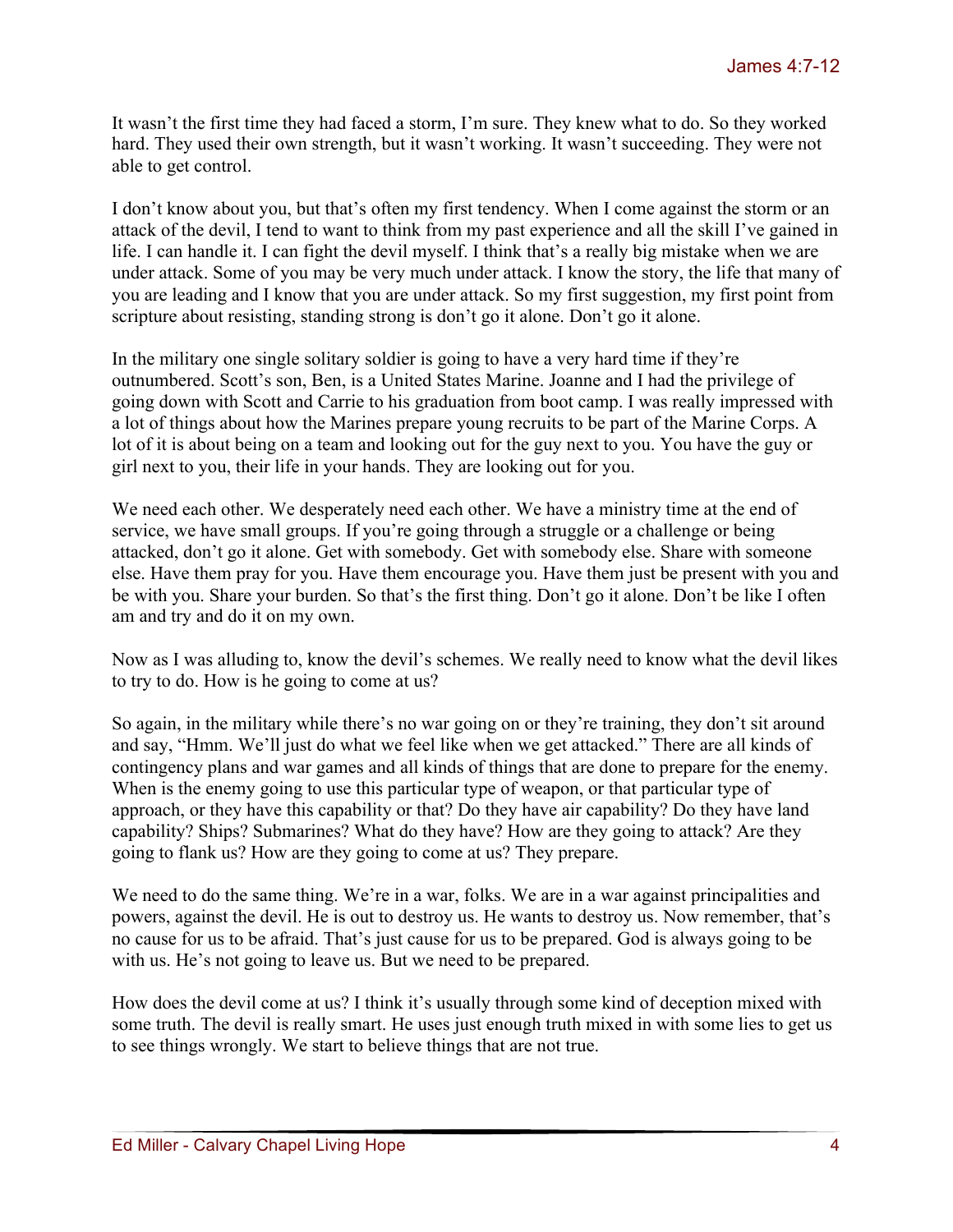It wasn't the first time they had faced a storm, I'm sure. They knew what to do. So they worked hard. They used their own strength, but it wasn't working. It wasn't succeeding. They were not able to get control.

I don't know about you, but that's often my first tendency. When I come against the storm or an attack of the devil, I tend to want to think from my past experience and all the skill I've gained in life. I can handle it. I can fight the devil myself. I think that's a really big mistake when we are under attack. Some of you may be very much under attack. I know the story, the life that many of you are leading and I know that you are under attack. So my first suggestion, my first point from scripture about resisting, standing strong is don't go it alone. Don't go it alone.

In the military one single solitary soldier is going to have a very hard time if they're outnumbered. Scott's son, Ben, is a United States Marine. Joanne and I had the privilege of going down with Scott and Carrie to his graduation from boot camp. I was really impressed with a lot of things about how the Marines prepare young recruits to be part of the Marine Corps. A lot of it is about being on a team and looking out for the guy next to you. You have the guy or girl next to you, their life in your hands. They are looking out for you.

We need each other. We desperately need each other. We have a ministry time at the end of service, we have small groups. If you're going through a struggle or a challenge or being attacked, don't go it alone. Get with somebody. Get with somebody else. Share with someone else. Have them pray for you. Have them encourage you. Have them just be present with you and be with you. Share your burden. So that's the first thing. Don't go it alone. Don't be like I often am and try and do it on my own.

Now as I was alluding to, know the devil's schemes. We really need to know what the devil likes to try to do. How is he going to come at us?

So again, in the military while there's no war going on or they're training, they don't sit around and say, "Hmm. We'll just do what we feel like when we get attacked." There are all kinds of contingency plans and war games and all kinds of things that are done to prepare for the enemy. When is the enemy going to use this particular type of weapon, or that particular type of approach, or they have this capability or that? Do they have air capability? Do they have land capability? Ships? Submarines? What do they have? How are they going to attack? Are they going to flank us? How are they going to come at us? They prepare.

We need to do the same thing. We're in a war, folks. We are in a war against principalities and powers, against the devil. He is out to destroy us. He wants to destroy us. Now remember, that's no cause for us to be afraid. That's just cause for us to be prepared. God is always going to be with us. He's not going to leave us. But we need to be prepared.

How does the devil come at us? I think it's usually through some kind of deception mixed with some truth. The devil is really smart. He uses just enough truth mixed in with some lies to get us to see things wrongly. We start to believe things that are not true.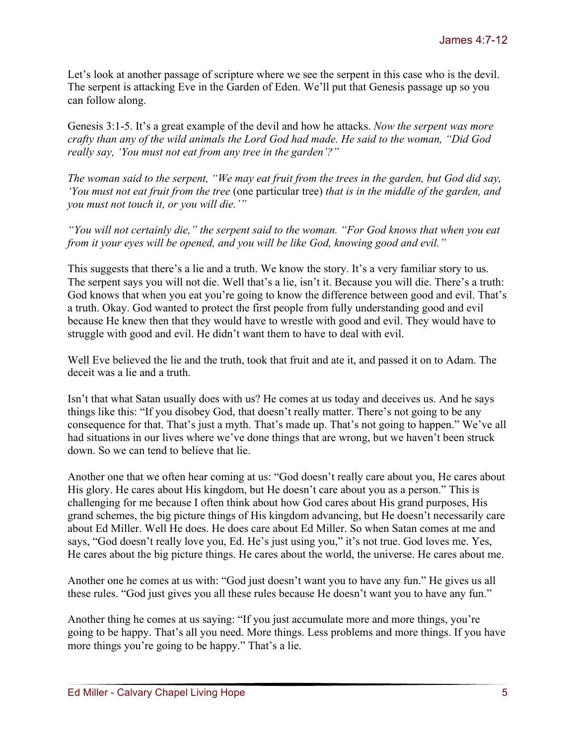Let's look at another passage of scripture where we see the serpent in this case who is the devil. The serpent is attacking Eve in the Garden of Eden. We'll put that Genesis passage up so you can follow along.

Genesis 3:1-5. It's a great example of the devil and how he attacks. *Now the serpent was more crafty than any of the wild animals the Lord God had made. He said to the woman, "Did God really say, 'You must not eat from any tree in the garden'?"*

*The woman said to the serpent, "We may eat fruit from the trees in the garden, but God did say, 'You must not eat fruit from the tree* (one particular tree) *that is in the middle of the garden, and you must not touch it, or you will die.'"*

*"You will not certainly die," the serpent said to the woman. "For God knows that when you eat from it your eyes will be opened, and you will be like God, knowing good and evil."*

This suggests that there's a lie and a truth. We know the story. It's a very familiar story to us. The serpent says you will not die. Well that's a lie, isn't it. Because you will die. There's a truth: God knows that when you eat you're going to know the difference between good and evil. That's a truth. Okay. God wanted to protect the first people from fully understanding good and evil because He knew then that they would have to wrestle with good and evil. They would have to struggle with good and evil. He didn't want them to have to deal with evil.

Well Eve believed the lie and the truth, took that fruit and ate it, and passed it on to Adam. The deceit was a lie and a truth.

Isn't that what Satan usually does with us? He comes at us today and deceives us. And he says things like this: "If you disobey God, that doesn't really matter. There's not going to be any consequence for that. That's just a myth. That's made up. That's not going to happen." We've all had situations in our lives where we've done things that are wrong, but we haven't been struck down. So we can tend to believe that lie.

Another one that we often hear coming at us: "God doesn't really care about you, He cares about His glory. He cares about His kingdom, but He doesn't care about you as a person." This is challenging for me because I often think about how God cares about His grand purposes, His grand schemes, the big picture things of His kingdom advancing, but He doesn't necessarily care about Ed Miller. Well He does. He does care about Ed Miller. So when Satan comes at me and says, "God doesn't really love you, Ed. He's just using you," it's not true. God loves me. Yes, He cares about the big picture things. He cares about the world, the universe. He cares about me.

Another one he comes at us with: "God just doesn't want you to have any fun." He gives us all these rules. "God just gives you all these rules because He doesn't want you to have any fun."

Another thing he comes at us saying: "If you just accumulate more and more things, you're going to be happy. That's all you need. More things. Less problems and more things. If you have more things you're going to be happy." That's a lie.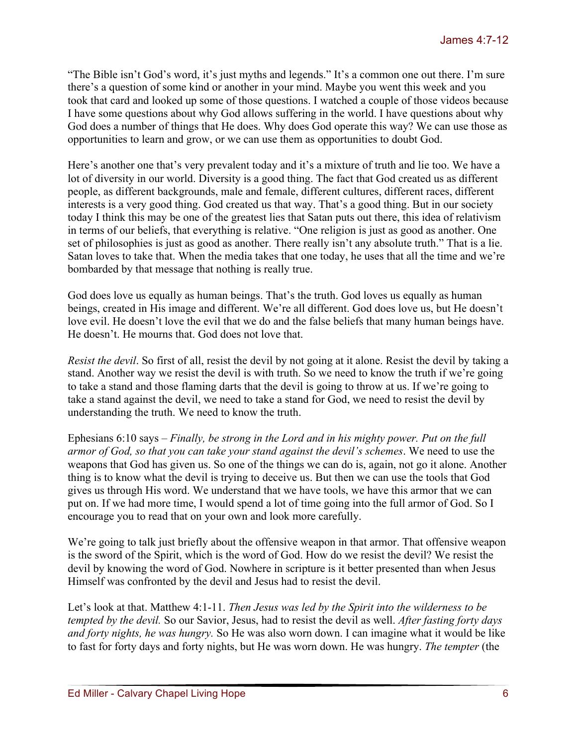"The Bible isn't God's word, it's just myths and legends." It's a common one out there. I'm sure there's a question of some kind or another in your mind. Maybe you went this week and you took that card and looked up some of those questions. I watched a couple of those videos because I have some questions about why God allows suffering in the world. I have questions about why God does a number of things that He does. Why does God operate this way? We can use those as opportunities to learn and grow, or we can use them as opportunities to doubt God.

Here's another one that's very prevalent today and it's a mixture of truth and lie too. We have a lot of diversity in our world. Diversity is a good thing. The fact that God created us as different people, as different backgrounds, male and female, different cultures, different races, different interests is a very good thing. God created us that way. That's a good thing. But in our society today I think this may be one of the greatest lies that Satan puts out there, this idea of relativism in terms of our beliefs, that everything is relative. "One religion is just as good as another. One set of philosophies is just as good as another. There really isn't any absolute truth." That is a lie. Satan loves to take that. When the media takes that one today, he uses that all the time and we're bombarded by that message that nothing is really true.

God does love us equally as human beings. That's the truth. God loves us equally as human beings, created in His image and different. We're all different. God does love us, but He doesn't love evil. He doesn't love the evil that we do and the false beliefs that many human beings have. He doesn't. He mourns that. God does not love that.

*Resist the devil*. So first of all, resist the devil by not going at it alone. Resist the devil by taking a stand. Another way we resist the devil is with truth. So we need to know the truth if we're going to take a stand and those flaming darts that the devil is going to throw at us. If we're going to take a stand against the devil, we need to take a stand for God, we need to resist the devil by understanding the truth. We need to know the truth.

Ephesians 6:10 says – *Finally, be strong in the Lord and in his mighty power. Put on the full armor of God, so that you can take your stand against the devil's schemes*. We need to use the weapons that God has given us. So one of the things we can do is, again, not go it alone. Another thing is to know what the devil is trying to deceive us. But then we can use the tools that God gives us through His word. We understand that we have tools, we have this armor that we can put on. If we had more time, I would spend a lot of time going into the full armor of God. So I encourage you to read that on your own and look more carefully.

We're going to talk just briefly about the offensive weapon in that armor. That offensive weapon is the sword of the Spirit, which is the word of God. How do we resist the devil? We resist the devil by knowing the word of God. Nowhere in scripture is it better presented than when Jesus Himself was confronted by the devil and Jesus had to resist the devil.

Let's look at that. Matthew 4:1-11. *Then Jesus was led by the Spirit into the wilderness to be tempted by the devil.* So our Savior, Jesus, had to resist the devil as well. *After fasting forty days and forty nights, he was hungry.* So He was also worn down. I can imagine what it would be like to fast for forty days and forty nights, but He was worn down. He was hungry. *The tempter* (the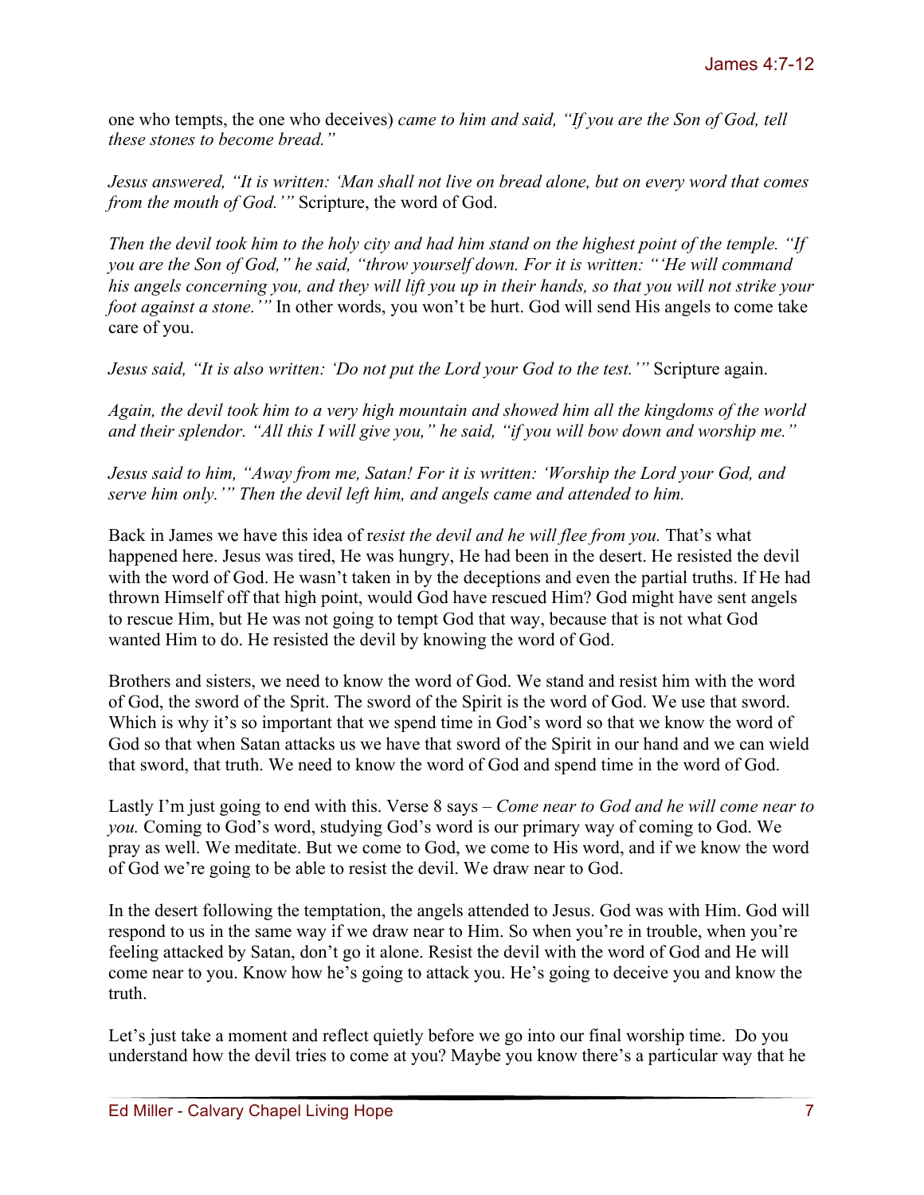one who tempts, the one who deceives) *came to him and said, "If you are the Son of God, tell these stones to become bread."*

*Jesus answered, "It is written: 'Man shall not live on bread alone, but on every word that comes from the mouth of God.'"* Scripture, the word of God.

*Then the devil took him to the holy city and had him stand on the highest point of the temple. "If you are the Son of God," he said, "throw yourself down. For it is written: "'He will command his angels concerning you, and they will lift you up in their hands, so that you will not strike your foot against a stone.'"* In other words, you won't be hurt. God will send His angels to come take care of you.

*Jesus said, "It is also written: 'Do not put the Lord your God to the test.'"* Scripture again.

*Again, the devil took him to a very high mountain and showed him all the kingdoms of the world and their splendor. "All this I will give you," he said, "if you will bow down and worship me."*

*Jesus said to him, "Away from me, Satan! For it is written: 'Worship the Lord your God, and serve him only.'" Then the devil left him, and angels came and attended to him.*

Back in James we have this idea of r*esist the devil and he will flee from you.* That's what happened here. Jesus was tired, He was hungry, He had been in the desert. He resisted the devil with the word of God. He wasn't taken in by the deceptions and even the partial truths. If He had thrown Himself off that high point, would God have rescued Him? God might have sent angels to rescue Him, but He was not going to tempt God that way, because that is not what God wanted Him to do. He resisted the devil by knowing the word of God.

Brothers and sisters, we need to know the word of God. We stand and resist him with the word of God, the sword of the Sprit. The sword of the Spirit is the word of God. We use that sword. Which is why it's so important that we spend time in God's word so that we know the word of God so that when Satan attacks us we have that sword of the Spirit in our hand and we can wield that sword, that truth. We need to know the word of God and spend time in the word of God.

Lastly I'm just going to end with this. Verse 8 says – *Come near to God and he will come near to you.* Coming to God's word, studying God's word is our primary way of coming to God. We pray as well. We meditate. But we come to God, we come to His word, and if we know the word of God we're going to be able to resist the devil. We draw near to God.

In the desert following the temptation, the angels attended to Jesus. God was with Him. God will respond to us in the same way if we draw near to Him. So when you're in trouble, when you're feeling attacked by Satan, don't go it alone. Resist the devil with the word of God and He will come near to you. Know how he's going to attack you. He's going to deceive you and know the truth.

Let's just take a moment and reflect quietly before we go into our final worship time. Do you understand how the devil tries to come at you? Maybe you know there's a particular way that he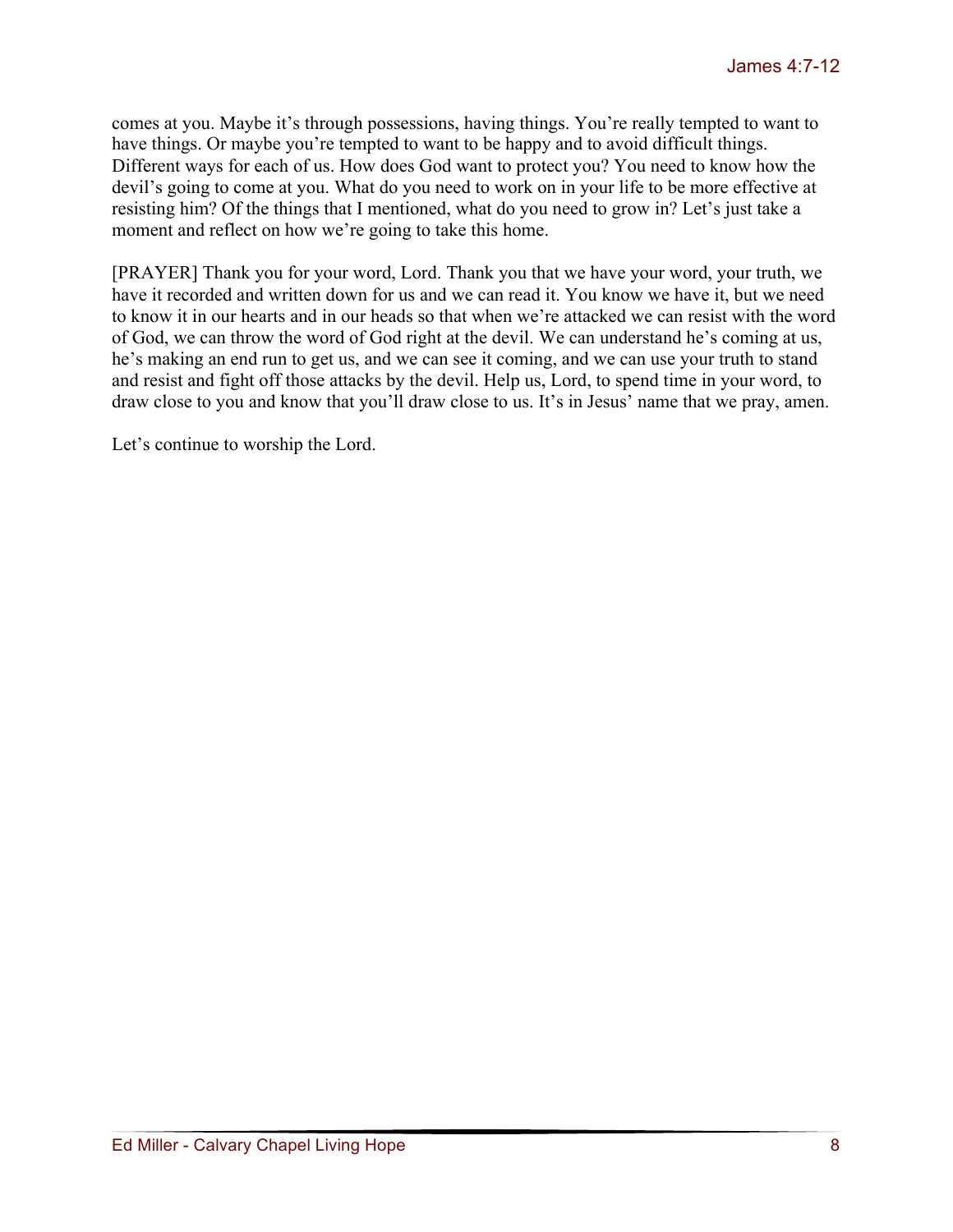comes at you. Maybe it's through possessions, having things. You're really tempted to want to have things. Or maybe you're tempted to want to be happy and to avoid difficult things. Different ways for each of us. How does God want to protect you? You need to know how the devil's going to come at you. What do you need to work on in your life to be more effective at resisting him? Of the things that I mentioned, what do you need to grow in? Let's just take a moment and reflect on how we're going to take this home.

[PRAYER] Thank you for your word, Lord. Thank you that we have your word, your truth, we have it recorded and written down for us and we can read it. You know we have it, but we need to know it in our hearts and in our heads so that when we're attacked we can resist with the word of God, we can throw the word of God right at the devil. We can understand he's coming at us, he's making an end run to get us, and we can see it coming, and we can use your truth to stand and resist and fight off those attacks by the devil. Help us, Lord, to spend time in your word, to draw close to you and know that you'll draw close to us. It's in Jesus' name that we pray, amen.

Let's continue to worship the Lord.